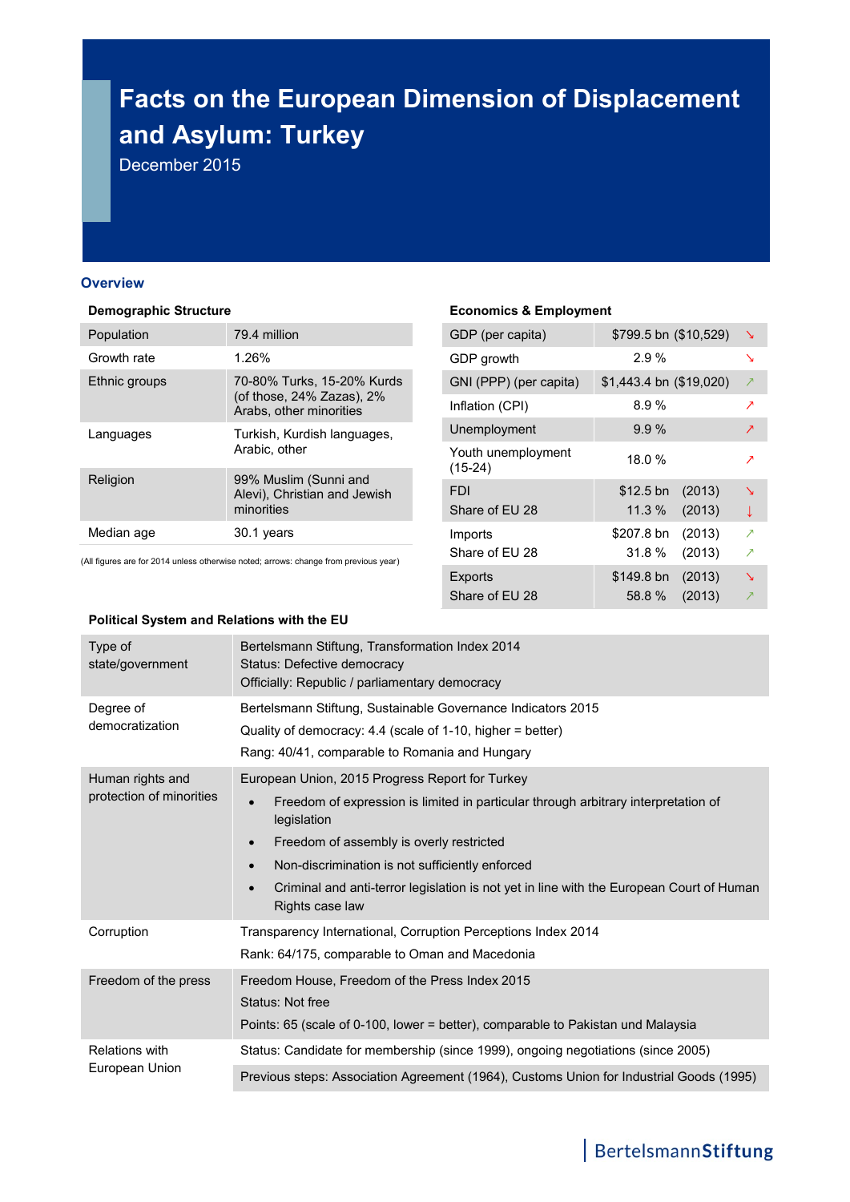# Facts on the European Dimension of Displacement and Asylum: Turkey

December 2015

## Overview

### Demographic Structure

| | |
|---|---|
| Population | 79.4 million |
| Growth rate | 1.26% |
| Ethnic groups | 70-80% Turks, 15-20% Kurds (of those, 24% Zazas), 2% Arabs, other minorities |
| Languages | Turkish, Kurdish languages, Arabic, other |
| Religion | 99% Muslim (Sunni and Alevi), Christian and Jewish minorities |
| Median age | 30.1 years |

(All figures are for 2014 unless otherwise noted; arrows: change from previous year)

### Economics & Employment

| | | |
|---|---|---|
| GDP (per capita) | $799.5 bn ($10,529) | ↘ |
| GDP growth | 2.9 % | ↘ |
| GNI (PPP) (per capita) | $1,443.4 bn ($19,020) | ↗ |
| Inflation (CPI) | 8.9 % | ↗ |
| Unemployment | 9.9 % | ↗ |
| Youth unemployment (15-24) | 18.0 % | ↗ |
| FDI | $12.5 bn (2013) | ↘ |
| Share of EU 28 | 11.3 % (2013) | ↓ |
| Imports | $207.8 bn (2013) | ↗ |
| Share of EU 28 | 31.8 % (2013) | ↗ |
| Exports | $149.8 bn (2013) | ↘ |
| Share of EU 28 | 58.8 % (2013) | ↗ |

### Political System and Relations with the EU

| | |
|---|---|
| Type of state/government | Bertelsmann Stiftung, Transformation Index 2014<br>Status: Defective democracy<br>Officially: Republic / parliamentary democracy |
| Degree of democratization | Bertelsmann Stiftung, Sustainable Governance Indicators 2015<br>Quality of democracy: 4.4 (scale of 1-10, higher = better)<br>Rang: 40/41, comparable to Romania and Hungary |
| Human rights and protection of minorities | European Union, 2015 Progress Report for Turkey<br>• Freedom of expression is limited in particular through arbitrary interpretation of legislation<br>• Freedom of assembly is overly restricted<br>• Non-discrimination is not sufficiently enforced<br>• Criminal and anti-terror legislation is not yet in line with the European Court of Human Rights case law |
| Corruption | Transparency International, Corruption Perceptions Index 2014<br>Rank: 64/175, comparable to Oman and Macedonia |
| Freedom of the press | Freedom House, Freedom of the Press Index 2015<br>Status: Not free<br>Points: 65 (scale of 0-100, lower = better), comparable to Pakistan und Malaysia |
| Relations with European Union | Status: Candidate for membership (since 1999), ongoing negotiations (since 2005)<br>Previous steps: Association Agreement (1964), Customs Union for Industrial Goods (1995) |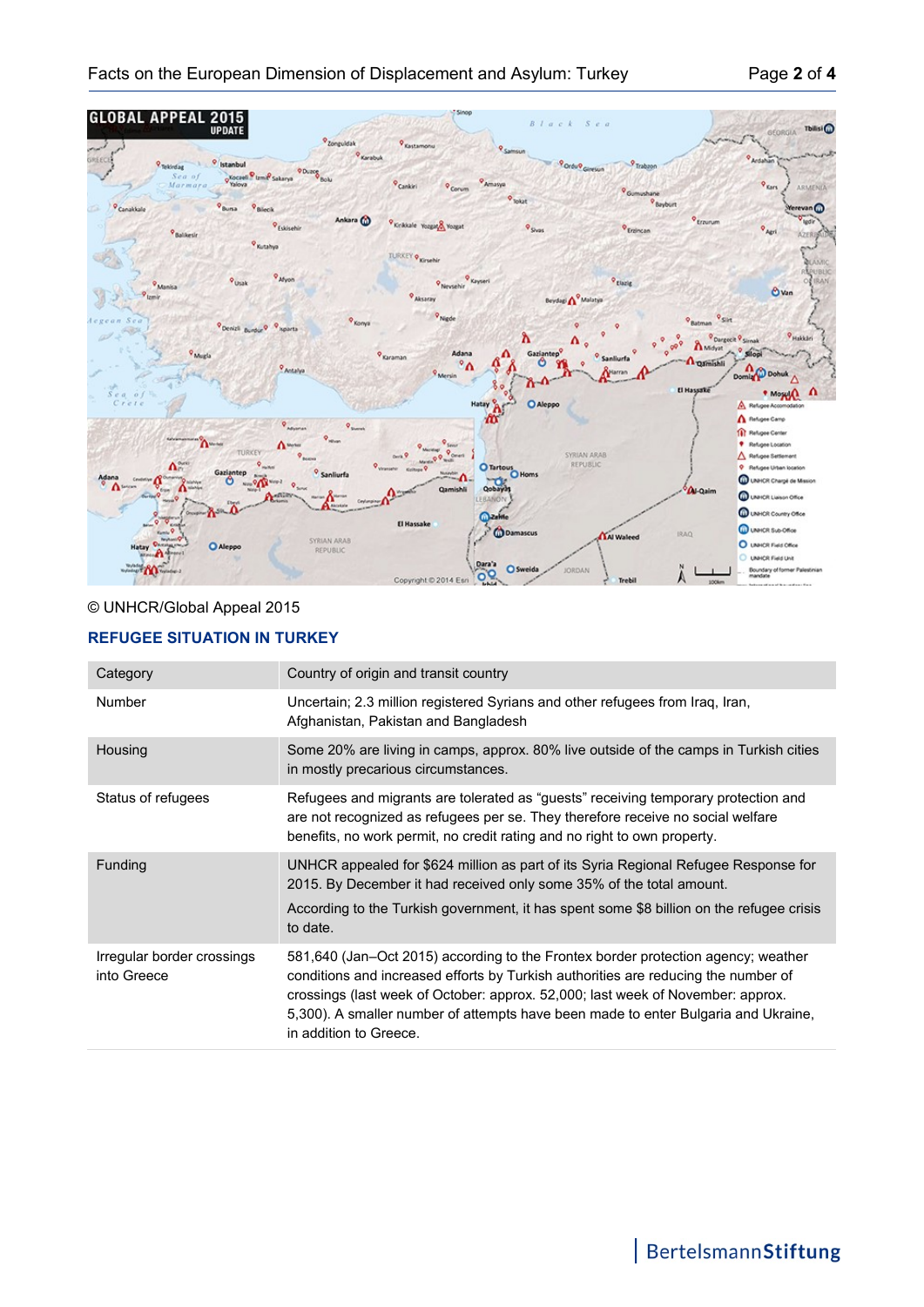© UNHCR/Global Appeal 2015

## REFUGEE SITUATION IN TURKEY

| Category | Country of origin and transit country |
|---|---|
| Number | Uncertain; 2.3 million registered Syrians and other refugees from Iraq, Iran, Afghanistan, Pakistan and Bangladesh |
| Housing | Some 20% are living in camps, approx. 80% live outside of the camps in Turkish cities in mostly precarious circumstances. |
| Status of refugees | Refugees and migrants are tolerated as “guests” receiving temporary protection and are not recognized as refugees per se. They therefore receive no social welfare benefits, no work permit, no credit rating and no right to own property. |
| Funding | UNHCR appealed for $624 million as part of its Syria Regional Refugee Response for 2015. By December it had received only some 35% of the total amount. According to the Turkish government, it has spent some $8 billion on the refugee crisis to date. |
| Irregular border crossings into Greece | 581,640 (Jan–Oct 2015) according to the Frontex border protection agency; weather conditions and increased efforts by Turkish authorities are reducing the number of crossings (last week of October: approx. 52,000; last week of November: approx. 5,300). A smaller number of attempts have been made to enter Bulgaria and Ukraine, in addition to Greece. |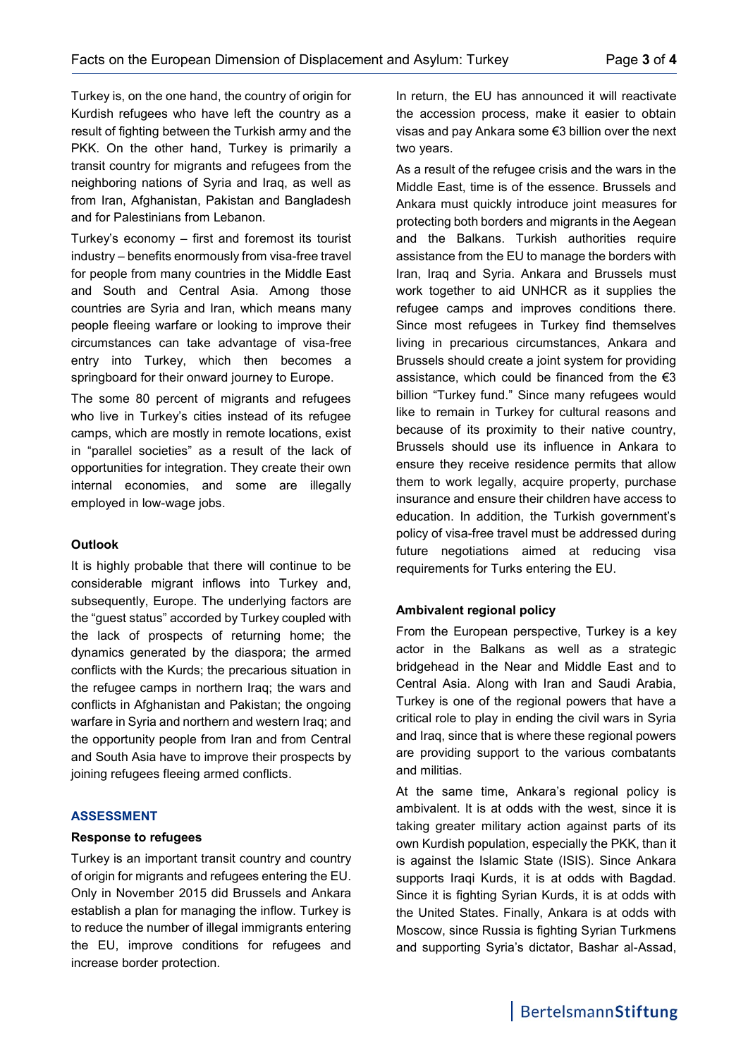Turkey is, on the one hand, the country of origin for Kurdish refugees who have left the country as a result of fighting between the Turkish army and the PKK. On the other hand, Turkey is primarily a transit country for migrants and refugees from the neighboring nations of Syria and Iraq, as well as from Iran, Afghanistan, Pakistan and Bangladesh and for Palestinians from Lebanon.

Turkey's economy – first and foremost its tourist industry – benefits enormously from visa-free travel for people from many countries in the Middle East and South and Central Asia. Among those countries are Syria and Iran, which means many people fleeing warfare or looking to improve their circumstances can take advantage of visa-free entry into Turkey, which then becomes a springboard for their onward journey to Europe.

The some 80 percent of migrants and refugees who live in Turkey's cities instead of its refugee camps, which are mostly in remote locations, exist in "parallel societies" as a result of the lack of opportunities for integration. They create their own internal economies, and some are illegally employed in low-wage jobs.

**Outlook**

It is highly probable that there will continue to be considerable migrant inflows into Turkey and, subsequently, Europe. The underlying factors are the "guest status" accorded by Turkey coupled with the lack of prospects of returning home; the dynamics generated by the diaspora; the armed conflicts with the Kurds; the precarious situation in the refugee camps in northern Iraq; the wars and conflicts in Afghanistan and Pakistan; the ongoing warfare in Syria and northern and western Iraq; and the opportunity people from Iran and from Central and South Asia have to improve their prospects by joining refugees fleeing armed conflicts.

## ASSESSMENT

**Response to refugees**

Turkey is an important transit country and country of origin for migrants and refugees entering the EU. Only in November 2015 did Brussels and Ankara establish a plan for managing the inflow. Turkey is to reduce the number of illegal immigrants entering the EU, improve conditions for refugees and increase border protection.

In return, the EU has announced it will reactivate the accession process, make it easier to obtain visas and pay Ankara some €3 billion over the next two years.

As a result of the refugee crisis and the wars in the Middle East, time is of the essence. Brussels and Ankara must quickly introduce joint measures for protecting both borders and migrants in the Aegean and the Balkans. Turkish authorities require assistance from the EU to manage the borders with Iran, Iraq and Syria. Ankara and Brussels must work together to aid UNHCR as it supplies the refugee camps and improves conditions there. Since most refugees in Turkey find themselves living in precarious circumstances, Ankara and Brussels should create a joint system for providing assistance, which could be financed from the €3 billion "Turkey fund." Since many refugees would like to remain in Turkey for cultural reasons and because of its proximity to their native country, Brussels should use its influence in Ankara to ensure they receive residence permits that allow them to work legally, acquire property, purchase insurance and ensure their children have access to education. In addition, the Turkish government's policy of visa-free travel must be addressed during future negotiations aimed at reducing visa requirements for Turks entering the EU.

**Ambivalent regional policy**

From the European perspective, Turkey is a key actor in the Balkans as well as a strategic bridgehead in the Near and Middle East and to Central Asia. Along with Iran and Saudi Arabia, Turkey is one of the regional powers that have a critical role to play in ending the civil wars in Syria and Iraq, since that is where these regional powers are providing support to the various combatants and militias.

At the same time, Ankara's regional policy is ambivalent. It is at odds with the west, since it is taking greater military action against parts of its own Kurdish population, especially the PKK, than it is against the Islamic State (ISIS). Since Ankara supports Iraqi Kurds, it is at odds with Bagdad. Since it is fighting Syrian Kurds, it is at odds with the United States. Finally, Ankara is at odds with Moscow, since Russia is fighting Syrian Turkmens and supporting Syria's dictator, Bashar al-Assad,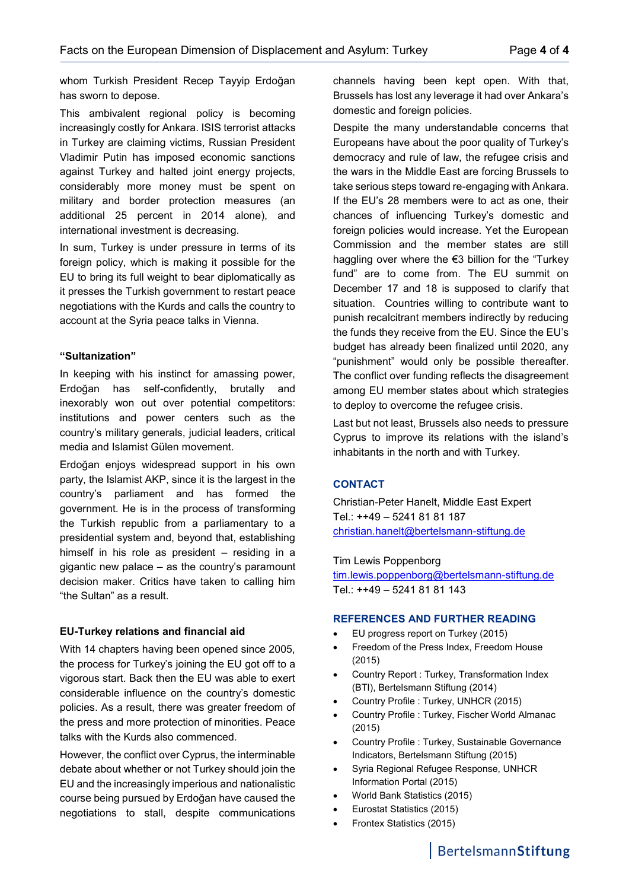whom Turkish President Recep Tayyip Erdoğan has sworn to depose.

This ambivalent regional policy is becoming increasingly costly for Ankara. ISIS terrorist attacks in Turkey are claiming victims, Russian President Vladimir Putin has imposed economic sanctions against Turkey and halted joint energy projects, considerably more money must be spent on military and border protection measures (an additional 25 percent in 2014 alone), and international investment is decreasing.

In sum, Turkey is under pressure in terms of its foreign policy, which is making it possible for the EU to bring its full weight to bear diplomatically as it presses the Turkish government to restart peace negotiations with the Kurds and calls the country to account at the Syria peace talks in Vienna.

**"Sultanization"**

In keeping with his instinct for amassing power, Erdoğan has self-confidently, brutally and inexorably won out over potential competitors: institutions and power centers such as the country's military generals, judicial leaders, critical media and Islamist Gülen movement.

Erdoğan enjoys widespread support in his own party, the Islamist AKP, since it is the largest in the country's parliament and has formed the government. He is in the process of transforming the Turkish republic from a parliamentary to a presidential system and, beyond that, establishing himself in his role as president – residing in a gigantic new palace – as the country's paramount decision maker. Critics have taken to calling him "the Sultan" as a result.

**EU-Turkey relations and financial aid**

With 14 chapters having been opened since 2005, the process for Turkey's joining the EU got off to a vigorous start. Back then the EU was able to exert considerable influence on the country's domestic policies. As a result, there was greater freedom of the press and more protection of minorities. Peace talks with the Kurds also commenced.

However, the conflict over Cyprus, the interminable debate about whether or not Turkey should join the EU and the increasingly imperious and nationalistic course being pursued by Erdoğan have caused the negotiations to stall, despite communications channels having been kept open. With that, Brussels has lost any leverage it had over Ankara's domestic and foreign policies.

Despite the many understandable concerns that Europeans have about the poor quality of Turkey's democracy and rule of law, the refugee crisis and the wars in the Middle East are forcing Brussels to take serious steps toward re-engaging with Ankara. If the EU's 28 members were to act as one, their chances of influencing Turkey's domestic and foreign policies would increase. Yet the European Commission and the member states are still haggling over where the €3 billion for the "Turkey fund" are to come from. The EU summit on December 17 and 18 is supposed to clarify that situation. Countries willing to contribute want to punish recalcitrant members indirectly by reducing the funds they receive from the EU. Since the EU's budget has already been finalized until 2020, any "punishment" would only be possible thereafter. The conflict over funding reflects the disagreement among EU member states about which strategies to deploy to overcome the refugee crisis.

Last but not least, Brussels also needs to pressure Cyprus to improve its relations with the island's inhabitants in the north and with Turkey.

## CONTACT

Christian-Peter Hanelt, Middle East Expert
Tel.: ++49 – 5241 81 81 187
christian.hanelt@bertelsmann-stiftung.de

Tim Lewis Poppenborg
tim.lewis.poppenborg@bertelsmann-stiftung.de
Tel.: ++49 – 5241 81 81 143

## REFERENCES AND FURTHER READING

- EU progress report on Turkey (2015)
- Freedom of the Press Index, Freedom House (2015)
- Country Report : Turkey, Transformation Index (BTI), Bertelsmann Stiftung (2014)
- Country Profile : Turkey, UNHCR (2015)
- Country Profile : Turkey, Fischer World Almanac (2015)
- Country Profile : Turkey, Sustainable Governance Indicators, Bertelsmann Stiftung (2015)
- Syria Regional Refugee Response, UNHCR Information Portal (2015)
- World Bank Statistics (2015)
- Eurostat Statistics (2015)
- Frontex Statistics (2015)